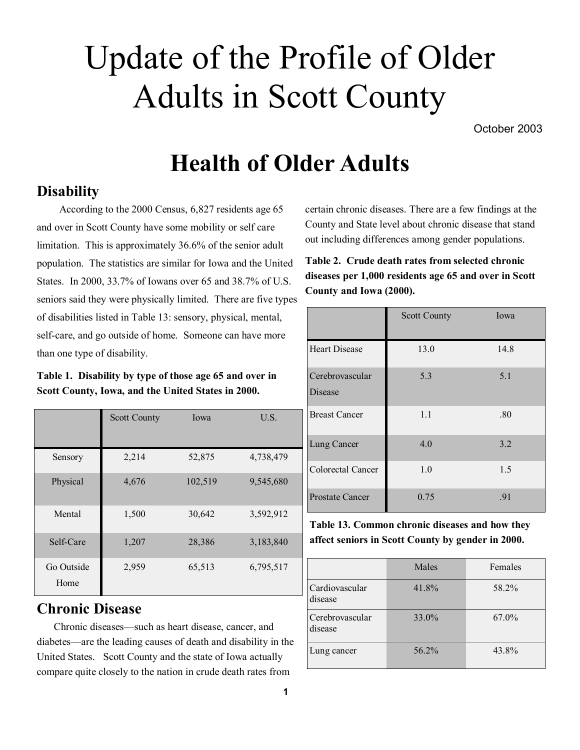# Update of the Profile of Older Adults in Scott County

October 2003

# Health of Older Adults

## Disability

According to the 2000 Census, 6,827 residents age 65 and over in Scott County have some mobility or self care limitation. This is approximately 36.6% of the senior adult population. The statistics are similar for Iowa and the United States. In 2000, 33.7% of Iowans over 65 and 38.7% of U.S. seniors said they were physically limited. There are five types of disabilities listed in Table 13: sensory, physical, mental, self-care, and go outside of home. Someone can have more than one type of disability.

**Table 1. Disability by type of those age 65 and over in Scott County, Iowa, and the United States in 2000.**

| | Scott County | Iowa | U.S. |
|---|---|---|---|
| Sensory | 2,214 | 52,875 | 4,738,479 |
| Physical | 4,676 | 102,519 | 9,545,680 |
| Mental | 1,500 | 30,642 | 3,592,912 |
| Self-Care | 1,207 | 28,386 | 3,183,840 |
| Go Outside Home | 2,959 | 65,513 | 6,795,517 |

## Chronic Disease

Chronic diseases—such as heart disease, cancer, and diabetes—are the leading causes of death and disability in the United States. Scott County and the state of Iowa actually compare quite closely to the nation in crude death rates from certain chronic diseases. There are a few findings at the County and State level about chronic disease that stand out including differences among gender populations.

**Table 2. Crude death rates from selected chronic diseases per 1,000 residents age 65 and over in Scott County and Iowa (2000).**

| | Scott County | Iowa |
|---|---|---|
| Heart Disease | 13.0 | 14.8 |
| Cerebrovascular Disease | 5.3 | 5.1 |
| Breast Cancer | 1.1 | .80 |
| Lung Cancer | 4.0 | 3.2 |
| Colorectal Cancer | 1.0 | 1.5 |
| Prostate Cancer | 0.75 | .91 |

**Table 13. Common chronic diseases and how they affect seniors in Scott County by gender in 2000.**

| | Males | Females |
|---|---|---|
| Cardiovascular disease | 41.8% | 58.2% |
| Cerebrovascular disease | 33.0% | 67.0% |
| Lung cancer | 56.2% | 43.8% |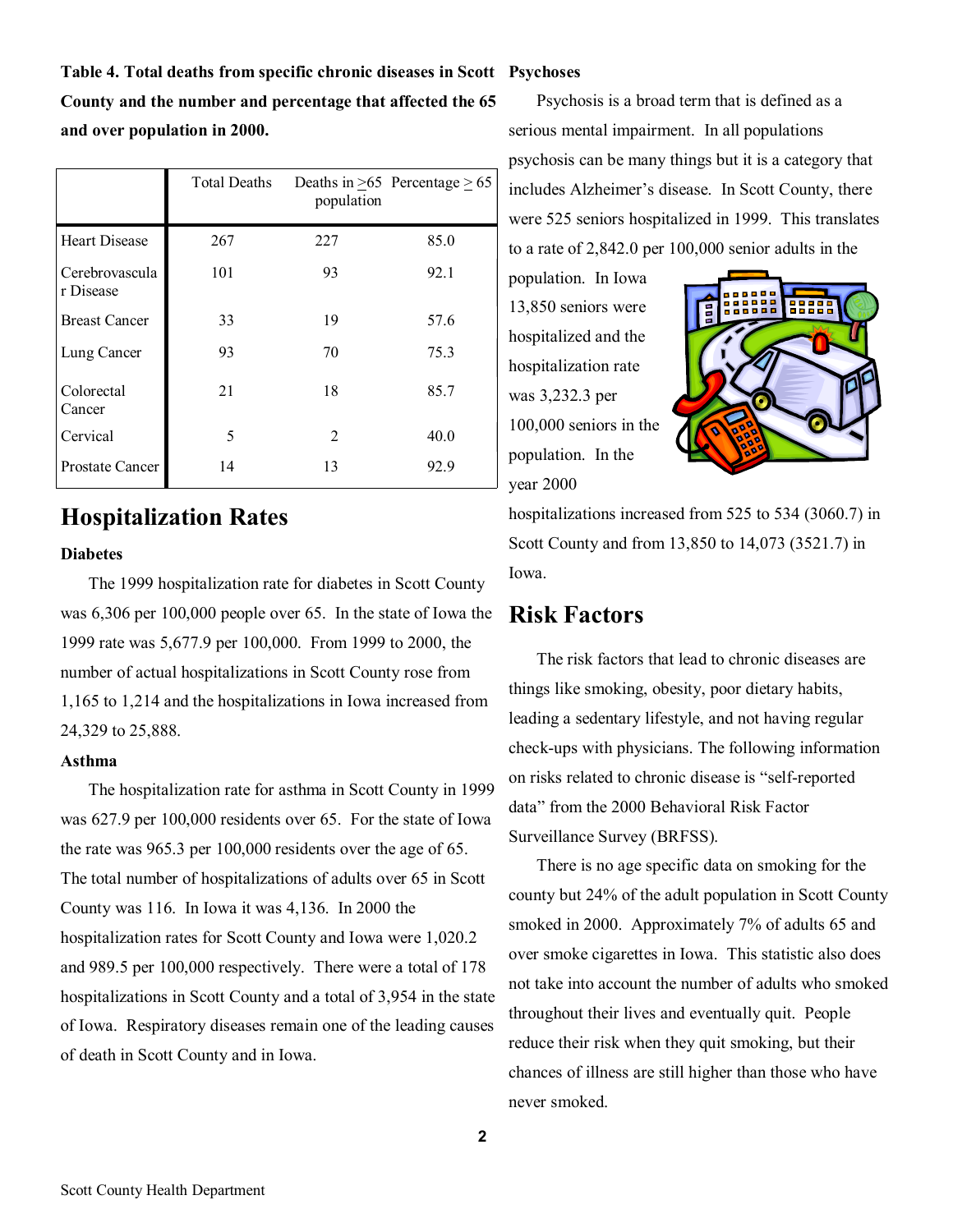**Table 4. Total deaths from specific chronic diseases in Scott County and the number and percentage that affected the 65 and over population in 2000.**

| | Total Deaths | Deaths in ≥65 population | Percentage ≥ 65 |
|---|---|---|---|
| Heart Disease | 267 | 227 | 85.0 |
| Cerebrovascular Disease | 101 | 93 | 92.1 |
| Breast Cancer | 33 | 19 | 57.6 |
| Lung Cancer | 93 | 70 | 75.3 |
| Colorectal Cancer | 21 | 18 | 85.7 |
| Cervical | 5 | 2 | 40.0 |
| Prostate Cancer | 14 | 13 | 92.9 |

## Hospitalization Rates

### Diabetes

The 1999 hospitalization rate for diabetes in Scott County was 6,306 per 100,000 people over 65. In the state of Iowa the 1999 rate was 5,677.9 per 100,000. From 1999 to 2000, the number of actual hospitalizations in Scott County rose from 1,165 to 1,214 and the hospitalizations in Iowa increased from 24,329 to 25,888.

### Asthma

The hospitalization rate for asthma in Scott County in 1999 was 627.9 per 100,000 residents over 65. For the state of Iowa the rate was 965.3 per 100,000 residents over the age of 65. The total number of hospitalizations of adults over 65 in Scott County was 116. In Iowa it was 4,136. In 2000 the hospitalization rates for Scott County and Iowa were 1,020.2 and 989.5 per 100,000 respectively. There were a total of 178 hospitalizations in Scott County and a total of 3,954 in the state of Iowa. Respiratory diseases remain one of the leading causes of death in Scott County and in Iowa.

### Psychoses

Psychosis is a broad term that is defined as a serious mental impairment. In all populations psychosis can be many things but it is a category that includes Alzheimer's disease. In Scott County, there were 525 seniors hospitalized in 1999. This translates to a rate of 2,842.0 per 100,000 senior adults in the population. In Iowa 13,850 seniors were hospitalized and the hospitalization rate was 3,232.3 per 100,000 seniors in the population. In the year 2000 hospitalizations increased from 525 to 534 (3060.7) in Scott County and from 13,850 to 14,073 (3521.7) in Iowa.

## Risk Factors

The risk factors that lead to chronic diseases are things like smoking, obesity, poor dietary habits, leading a sedentary lifestyle, and not having regular check-ups with physicians. The following information on risks related to chronic disease is "self-reported data" from the 2000 Behavioral Risk Factor Surveillance Survey (BRFSS).

There is no age specific data on smoking for the county but 24% of the adult population in Scott County smoked in 2000. Approximately 7% of adults 65 and over smoke cigarettes in Iowa. This statistic also does not take into account the number of adults who smoked throughout their lives and eventually quit. People reduce their risk when they quit smoking, but their chances of illness are still higher than those who have never smoked.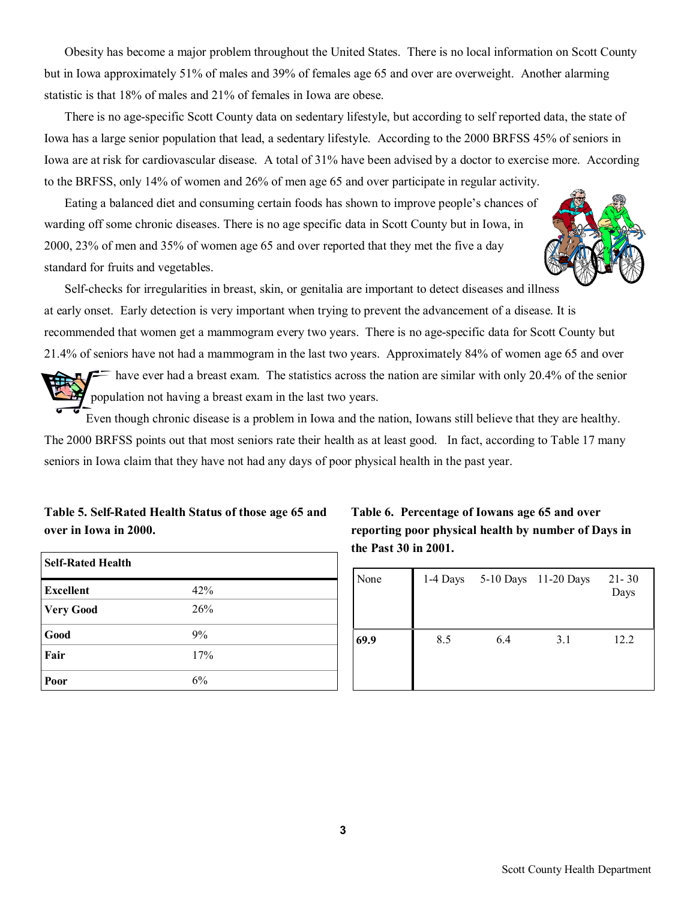Obesity has become a major problem throughout the United States. There is no local information on Scott County but in Iowa approximately 51% of males and 39% of females age 65 and over are overweight. Another alarming statistic is that 18% of males and 21% of females in Iowa are obese.

There is no age-specific Scott County data on sedentary lifestyle, but according to self reported data, the state of Iowa has a large senior population that lead, a sedentary lifestyle. According to the 2000 BRFSS 45% of seniors in Iowa are at risk for cardiovascular disease. A total of 31% have been advised by a doctor to exercise more. According to the BRFSS, only 14% of women and 26% of men age 65 and over participate in regular activity.

Eating a balanced diet and consuming certain foods has shown to improve people's chances of warding off some chronic diseases. There is no age specific data in Scott County but in Iowa, in 2000, 23% of men and 35% of women age 65 and over reported that they met the five a day standard for fruits and vegetables.

Self-checks for irregularities in breast, skin, or genitalia are important to detect diseases and illness at early onset. Early detection is very important when trying to prevent the advancement of a disease. It is recommended that women get a mammogram every two years. There is no age-specific data for Scott County but 21.4% of seniors have not had a mammogram in the last two years. Approximately 84% of women age 65 and over have ever had a breast exam. The statistics across the nation are similar with only 20.4% of the senior population not having a breast exam in the last two years.

Even though chronic disease is a problem in Iowa and the nation, Iowans still believe that they are healthy. The 2000 BRFSS points out that most seniors rate their health as at least good. In fact, according to Table 17 many seniors in Iowa claim that they have not had any days of poor physical health in the past year.

**Table 5. Self-Rated Health Status of those age 65 and over in Iowa in 2000.**

| Self-Rated Health | |
|---|---|
| **Excellent** | 42% |
| **Very Good** | 26% |
| **Good** | 9% |
| **Fair** | 17% |
| **Poor** | 6% |

**Table 6. Percentage of Iowans age 65 and over reporting poor physical health by number of Days in the Past 30 in 2001.**

| None | 1-4 Days | 5-10 Days | 11-20 Days | 21- 30 Days |
|---|---|---|---|---|
| **69.9** | 8.5 | 6.4 | 3.1 | 12.2 |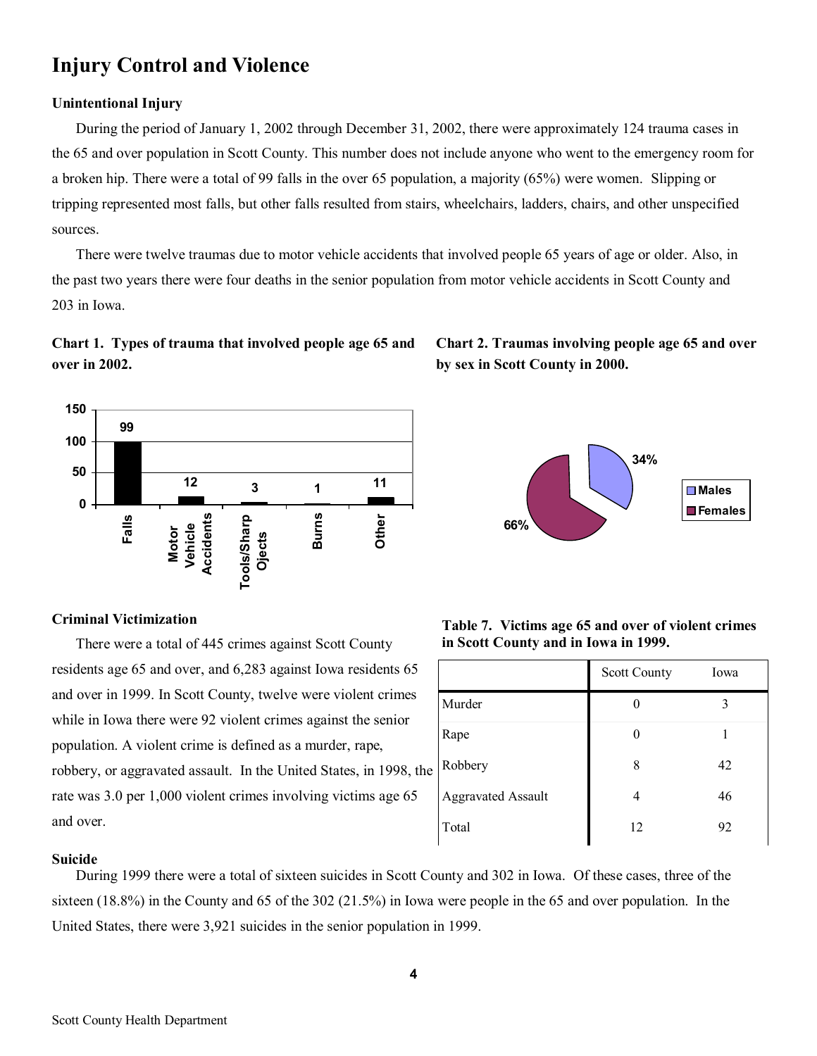# Injury Control and Violence

### Unintentional Injury

During the period of January 1, 2002 through December 31, 2002, there were approximately 124 trauma cases in the 65 and over population in Scott County. This number does not include anyone who went to the emergency room for a broken hip. There were a total of 99 falls in the over 65 population, a majority (65%) were women. Slipping or tripping represented most falls, but other falls resulted from stairs, wheelchairs, ladders, chairs, and other unspecified sources.

There were twelve traumas due to motor vehicle accidents that involved people 65 years of age or older. Also, in the past two years there were four deaths in the senior population from motor vehicle accidents in Scott County and 203 in Iowa.

**Chart 1. Types of trauma that involved people age 65 and over in 2002.**

| Type | Count |
|---|---|
| Falls | 99 |
| Motor Vehicle Accidents | 12 |
| Tools/Sharp Ojects | 3 |
| Burns | 1 |
| Other | 11 |

**Chart 2. Traumas involving people age 65 and over by sex in Scott County in 2000.**

| Sex | Percent |
|---|---|
| Males | 34% |
| Females | 66% |

### Criminal Victimization

There were a total of 445 crimes against Scott County residents age 65 and over, and 6,283 against Iowa residents 65 and over in 1999. In Scott County, twelve were violent crimes while in Iowa there were 92 violent crimes against the senior population. A violent crime is defined as a murder, rape, robbery, or aggravated assault. In the United States, in 1998, the rate was 3.0 per 1,000 violent crimes involving victims age 65 and over.

**Table 7. Victims age 65 and over of violent crimes in Scott County and in Iowa in 1999.**

| | Scott County | Iowa |
|---|---|---|
| Murder | 0 | 3 |
| Rape | 0 | 1 |
| Robbery | 8 | 42 |
| Aggravated Assault | 4 | 46 |
| Total | 12 | 92 |

### Suicide

During 1999 there were a total of sixteen suicides in Scott County and 302 in Iowa. Of these cases, three of the sixteen (18.8%) in the County and 65 of the 302 (21.5%) in Iowa were people in the 65 and over population. In the United States, there were 3,921 suicides in the senior population in 1999.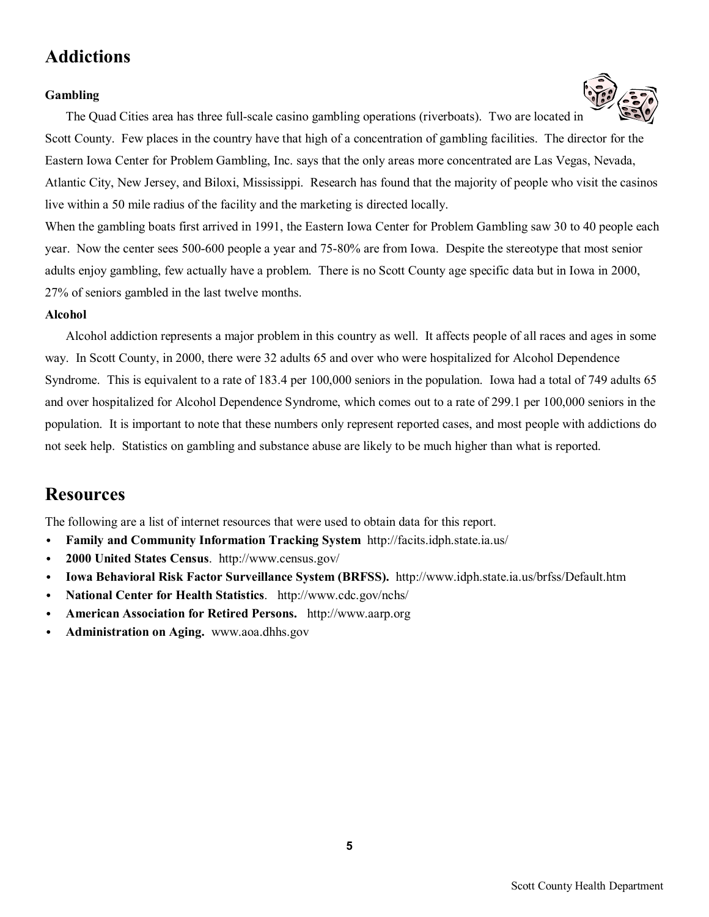## Addictions

### Gambling

The Quad Cities area has three full-scale casino gambling operations (riverboats). Two are located in Scott County. Few places in the country have that high of a concentration of gambling facilities. The director for the Eastern Iowa Center for Problem Gambling, Inc. says that the only areas more concentrated are Las Vegas, Nevada, Atlantic City, New Jersey, and Biloxi, Mississippi. Research has found that the majority of people who visit the casinos live within a 50 mile radius of the facility and the marketing is directed locally.

When the gambling boats first arrived in 1991, the Eastern Iowa Center for Problem Gambling saw 30 to 40 people each year. Now the center sees 500-600 people a year and 75-80% are from Iowa. Despite the stereotype that most senior adults enjoy gambling, few actually have a problem. There is no Scott County age specific data but in Iowa in 2000, 27% of seniors gambled in the last twelve months.

### Alcohol

Alcohol addiction represents a major problem in this country as well. It affects people of all races and ages in some way. In Scott County, in 2000, there were 32 adults 65 and over who were hospitalized for Alcohol Dependence Syndrome. This is equivalent to a rate of 183.4 per 100,000 seniors in the population. Iowa had a total of 749 adults 65 and over hospitalized for Alcohol Dependence Syndrome, which comes out to a rate of 299.1 per 100,000 seniors in the population. It is important to note that these numbers only represent reported cases, and most people with addictions do not seek help. Statistics on gambling and substance abuse are likely to be much higher than what is reported.

## Resources

The following are a list of internet resources that were used to obtain data for this report.

- **Family and Community Information Tracking System** http://facits.idph.state.ia.us/
- **2000 United States Census**. http://www.census.gov/
- **Iowa Behavioral Risk Factor Surveillance System (BRFSS).** http://www.idph.state.ia.us/brfss/Default.htm
- **National Center for Health Statistics**. http://www.cdc.gov/nchs/
- **American Association for Retired Persons.** http://www.aarp.org
- **Administration on Aging.** www.aoa.dhhs.gov